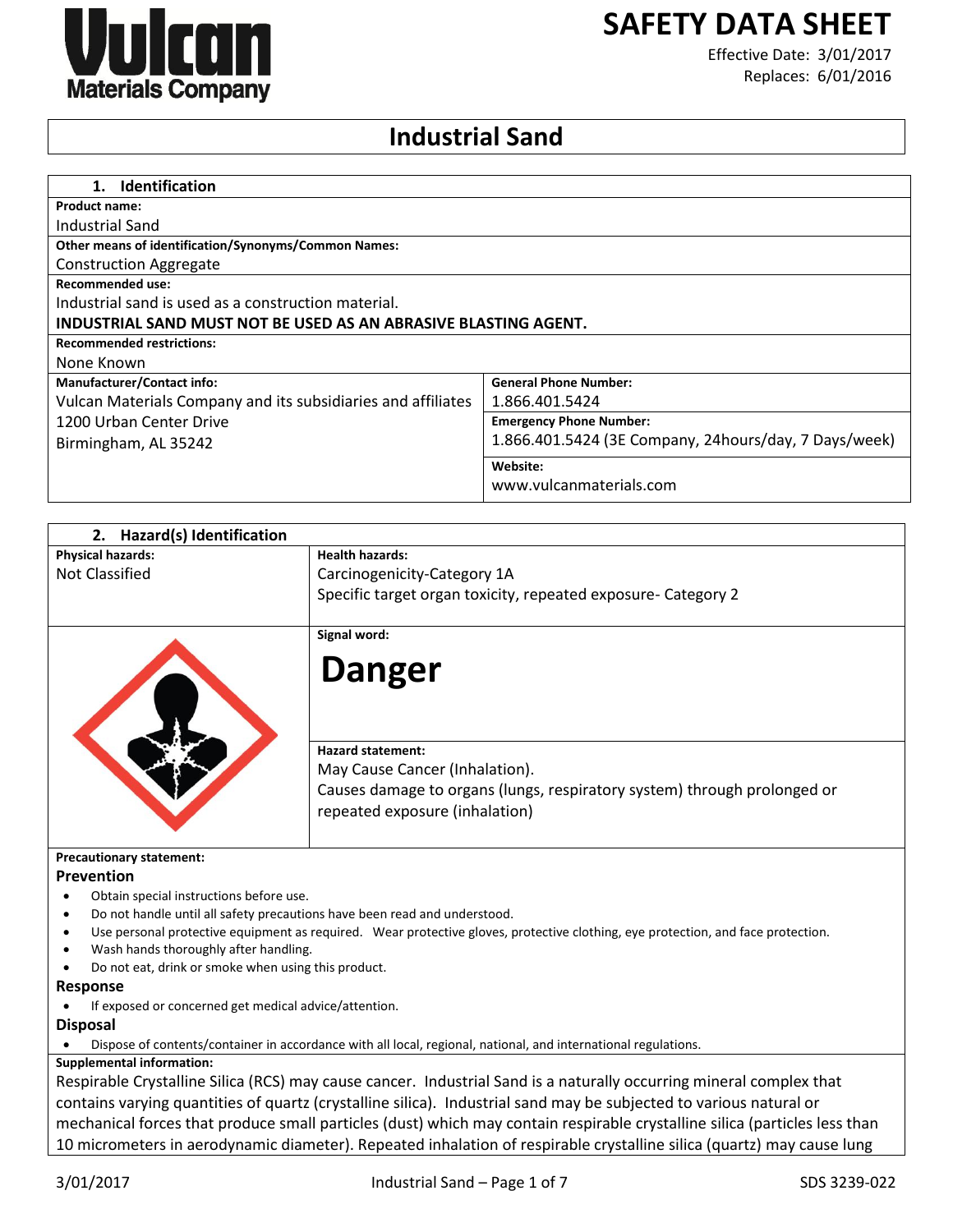Vulcan Materials Company

# SAFETY DATA SHEET

Effective Date: 3/01/2017
Replaces: 6/01/2016

# Industrial Sand

## 1. Identification

**Product name:**
Industrial Sand

**Other means of identification/Synonyms/Common Names:**
Construction Aggregate

**Recommended use:**
Industrial sand is used as a construction material.
**INDUSTRIAL SAND MUST NOT BE USED AS AN ABRASIVE BLASTING AGENT.**

**Recommended restrictions:**
None Known

| **Manufacturer/Contact info:** | **General Phone Number:** |
|---|---|
| Vulcan Materials Company and its subsidiaries and affiliates | 1.866.401.5424 |
| 1200 Urban Center Drive | **Emergency Phone Number:** |
| Birmingham, AL 35242 | 1.866.401.5424 (3E Company, 24hours/day, 7 Days/week) |
| | **Website:** |
| | www.vulcanmaterials.com |

## 2. Hazard(s) Identification

| **Physical hazards:** | **Health hazards:** |
|---|---|
| Not Classified | Carcinogenicity-Category 1A<br>Specific target organ toxicity, repeated exposure- Category 2 |

**Signal word:**

**Danger**

**Hazard statement:**
May Cause Cancer (Inhalation).
Causes damage to organs (lungs, respiratory system) through prolonged or repeated exposure (inhalation)

**Precautionary statement:**

**Prevention**

- Obtain special instructions before use.
- Do not handle until all safety precautions have been read and understood.
- Use personal protective equipment as required. Wear protective gloves, protective clothing, eye protection, and face protection.
- Wash hands thoroughly after handling.
- Do not eat, drink or smoke when using this product.

**Response**

- If exposed or concerned get medical advice/attention.

**Disposal**

- Dispose of contents/container in accordance with all local, regional, national, and international regulations.

**Supplemental information:**
Respirable Crystalline Silica (RCS) may cause cancer. Industrial Sand is a naturally occurring mineral complex that contains varying quantities of quartz (crystalline silica). Industrial sand may be subjected to various natural or mechanical forces that produce small particles (dust) which may contain respirable crystalline silica (particles less than 10 micrometers in aerodynamic diameter). Repeated inhalation of respirable crystalline silica (quartz) may cause lung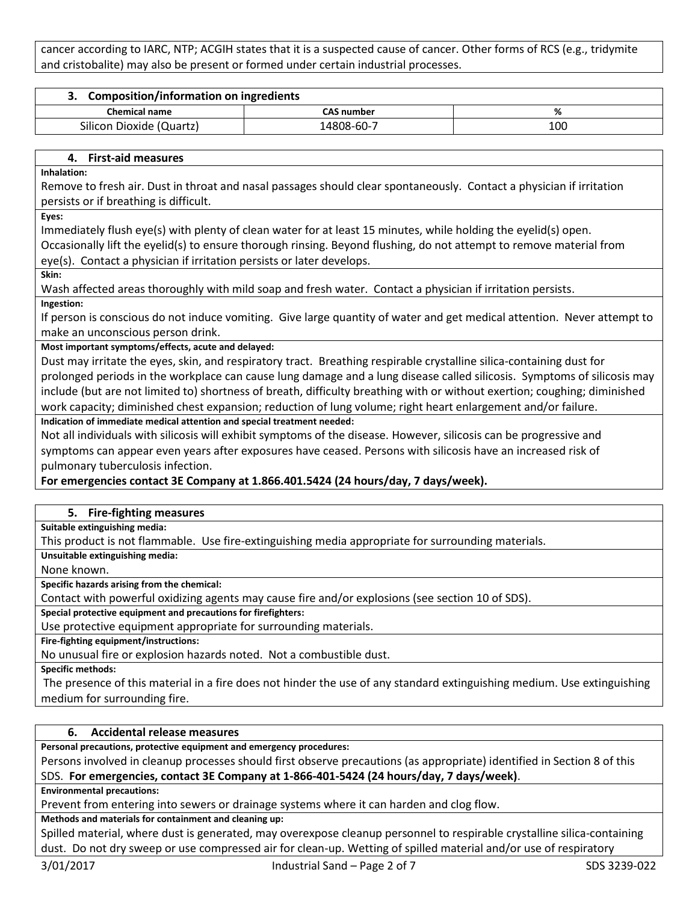cancer according to IARC, NTP; ACGIH states that it is a suspected cause of cancer. Other forms of RCS (e.g., tridymite and cristobalite) may also be present or formed under certain industrial processes.

## 3. Composition/information on ingredients

| Chemical name | CAS number | % |
|---|---|---|
| Silicon Dioxide (Quartz) | 14808-60-7 | 100 |

## 4. First-aid measures

**Inhalation:**

Remove to fresh air. Dust in throat and nasal passages should clear spontaneously. Contact a physician if irritation persists or if breathing is difficult.

**Eyes:**

Immediately flush eye(s) with plenty of clean water for at least 15 minutes, while holding the eyelid(s) open. Occasionally lift the eyelid(s) to ensure thorough rinsing. Beyond flushing, do not attempt to remove material from eye(s). Contact a physician if irritation persists or later develops.

**Skin:**

Wash affected areas thoroughly with mild soap and fresh water. Contact a physician if irritation persists.

**Ingestion:**

If person is conscious do not induce vomiting. Give large quantity of water and get medical attention. Never attempt to make an unconscious person drink.

**Most important symptoms/effects, acute and delayed:**

Dust may irritate the eyes, skin, and respiratory tract. Breathing respirable crystalline silica-containing dust for prolonged periods in the workplace can cause lung damage and a lung disease called silicosis. Symptoms of silicosis may include (but are not limited to) shortness of breath, difficulty breathing with or without exertion; coughing; diminished work capacity; diminished chest expansion; reduction of lung volume; right heart enlargement and/or failure.

**Indication of immediate medical attention and special treatment needed:**

Not all individuals with silicosis will exhibit symptoms of the disease. However, silicosis can be progressive and symptoms can appear even years after exposures have ceased. Persons with silicosis have an increased risk of pulmonary tuberculosis infection.

**For emergencies contact 3E Company at 1.866.401.5424 (24 hours/day, 7 days/week).**

## 5. Fire-fighting measures

**Suitable extinguishing media:**

This product is not flammable. Use fire-extinguishing media appropriate for surrounding materials.

**Unsuitable extinguishing media:**

None known.

**Specific hazards arising from the chemical:**

Contact with powerful oxidizing agents may cause fire and/or explosions (see section 10 of SDS).

**Special protective equipment and precautions for firefighters:**

Use protective equipment appropriate for surrounding materials.

**Fire-fighting equipment/instructions:**

No unusual fire or explosion hazards noted. Not a combustible dust.

**Specific methods:**

The presence of this material in a fire does not hinder the use of any standard extinguishing medium. Use extinguishing medium for surrounding fire.

## 6. Accidental release measures

**Personal precautions, protective equipment and emergency procedures:**

Persons involved in cleanup processes should first observe precautions (as appropriate) identified in Section 8 of this SDS. **For emergencies, contact 3E Company at 1-866-401-5424 (24 hours/day, 7 days/week)**.

**Environmental precautions:**

Prevent from entering into sewers or drainage systems where it can harden and clog flow.

**Methods and materials for containment and cleaning up:**

Spilled material, where dust is generated, may overexpose cleanup personnel to respirable crystalline silica-containing dust. Do not dry sweep or use compressed air for clean-up. Wetting of spilled material and/or use of respiratory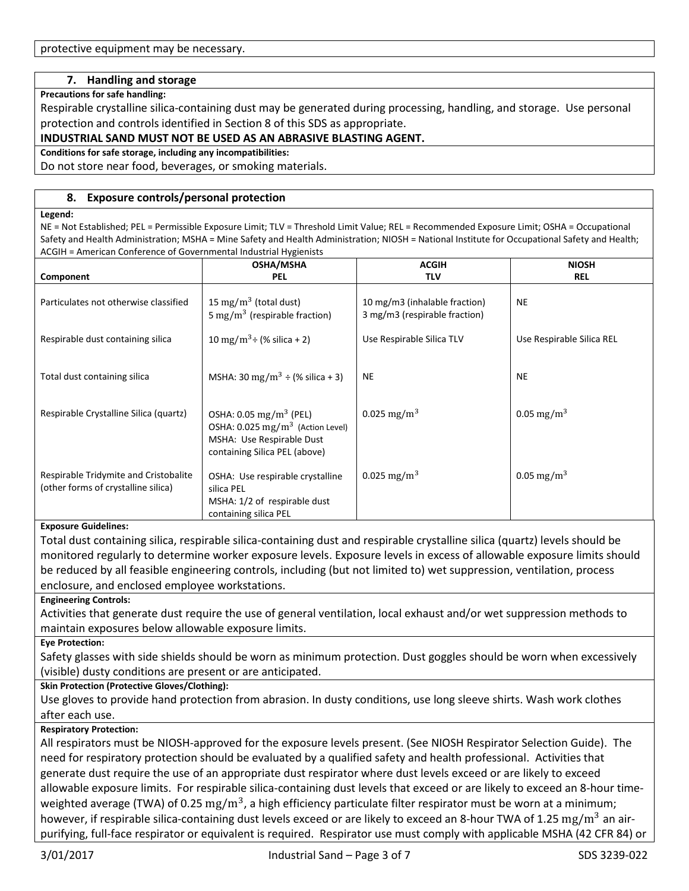protective equipment may be necessary.

## 7. Handling and storage

**Precautions for safe handling:**

Respirable crystalline silica-containing dust may be generated during processing, handling, and storage. Use personal protection and controls identified in Section 8 of this SDS as appropriate.

**INDUSTRIAL SAND MUST NOT BE USED AS AN ABRASIVE BLASTING AGENT.**

**Conditions for safe storage, including any incompatibilities:**

Do not store near food, beverages, or smoking materials.

## 8. Exposure controls/personal protection

**Legend:**

NE = Not Established; PEL = Permissible Exposure Limit; TLV = Threshold Limit Value; REL = Recommended Exposure Limit; OSHA = Occupational Safety and Health Administration; MSHA = Mine Safety and Health Administration; NIOSH = National Institute for Occupational Safety and Health; ACGIH = American Conference of Governmental Industrial Hygienists

| Component | OSHA/MSHA PEL | ACGIH TLV | NIOSH REL |
|---|---|---|---|
| Particulates not otherwise classified | 15 $mg/m^3$ (total dust)<br>5 $mg/m^3$ (respirable fraction) | 10 mg/m3 (inhalable fraction)<br>3 mg/m3 (respirable fraction) | NE |
| Respirable dust containing silica | 10 $mg/m^3$ ÷ (% silica + 2) | Use Respirable Silica TLV | Use Respirable Silica REL |
| Total dust containing silica | MSHA: 30 $mg/m^3$ ÷ (% silica + 3) | NE | NE |
| Respirable Crystalline Silica (quartz) | OSHA: 0.05 $mg/m^3$ (PEL)<br>OSHA: 0.025 $mg/m^3$ (Action Level)<br>MSHA: Use Respirable Dust containing Silica PEL (above) | 0.025 $mg/m^3$ | 0.05 $mg/m^3$ |
| Respirable Tridymite and Cristobalite (other forms of crystalline silica) | OSHA: Use respirable crystalline silica PEL<br>MSHA: 1/2 of respirable dust containing silica PEL | 0.025 $mg/m^3$ | 0.05 $mg/m^3$ |

**Exposure Guidelines:**

Total dust containing silica, respirable silica-containing dust and respirable crystalline silica (quartz) levels should be monitored regularly to determine worker exposure levels. Exposure levels in excess of allowable exposure limits should be reduced by all feasible engineering controls, including (but not limited to) wet suppression, ventilation, process enclosure, and enclosed employee workstations.

**Engineering Controls:**

Activities that generate dust require the use of general ventilation, local exhaust and/or wet suppression methods to maintain exposures below allowable exposure limits.

**Eye Protection:**

Safety glasses with side shields should be worn as minimum protection. Dust goggles should be worn when excessively (visible) dusty conditions are present or are anticipated.

**Skin Protection (Protective Gloves/Clothing):**

Use gloves to provide hand protection from abrasion. In dusty conditions, use long sleeve shirts. Wash work clothes after each use.

**Respiratory Protection:**

All respirators must be NIOSH-approved for the exposure levels present. (See NIOSH Respirator Selection Guide). The need for respiratory protection should be evaluated by a qualified safety and health professional. Activities that generate dust require the use of an appropriate dust respirator where dust levels exceed or are likely to exceed allowable exposure limits. For respirable silica-containing dust levels that exceed or are likely to exceed an 8-hour time-weighted average (TWA) of 0.25 $mg/m^3$, a high efficiency particulate filter respirator must be worn at a minimum; however, if respirable silica-containing dust levels exceed or are likely to exceed an 8-hour TWA of 1.25 $mg/m^3$ an air-purifying, full-face respirator or equivalent is required. Respirator use must comply with applicable MSHA (42 CFR 84) or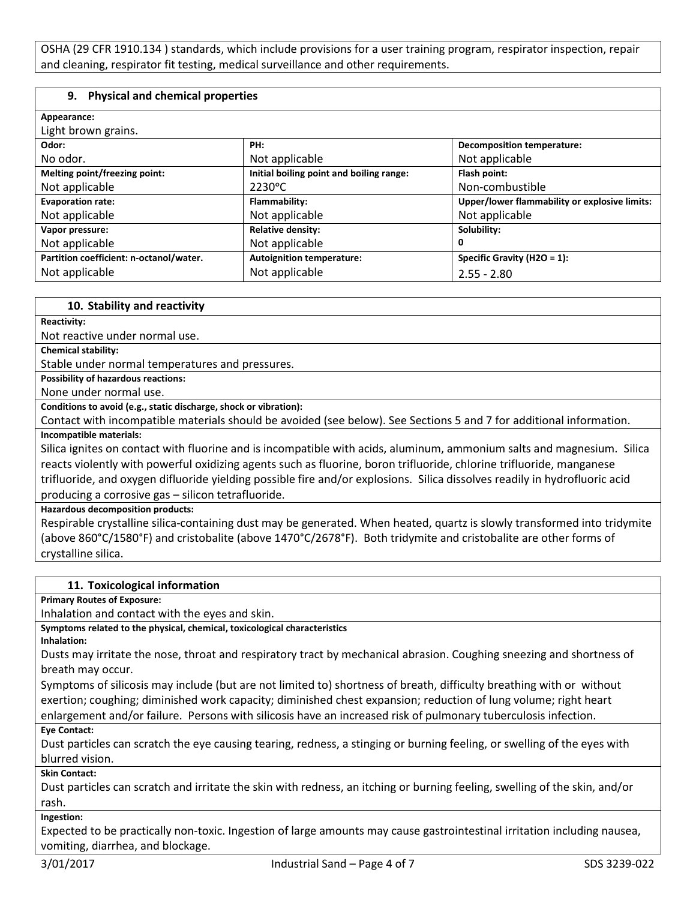OSHA (29 CFR 1910.134 ) standards, which include provisions for a user training program, respirator inspection, repair and cleaning, respirator fit testing, medical surveillance and other requirements.

## 9. Physical and chemical properties

**Appearance:**
Light brown grains.

| **Odor:** | **PH:** | **Decomposition temperature:** |
|---|---|---|
| No odor. | Not applicable | Not applicable |
| **Melting point/freezing point:** | **Initial boiling point and boiling range:** | **Flash point:** |
| Not applicable | 2230ºC | Non-combustible |
| **Evaporation rate:** | **Flammability:** | **Upper/lower flammability or explosive limits:** |
| Not applicable | Not applicable | Not applicable |
| **Vapor pressure:** | **Relative density:** | **Solubility:** |
| Not applicable | Not applicable | 0 |
| **Partition coefficient: n-octanol/water.** | **Autoignition temperature:** | **Specific Gravity ($H_2O$ = 1):** |
| Not applicable | Not applicable | 2.55 - 2.80 |

## 10. Stability and reactivity

**Reactivity:**
Not reactive under normal use.

**Chemical stability:**
Stable under normal temperatures and pressures.

**Possibility of hazardous reactions:**
None under normal use.

**Conditions to avoid (e.g., static discharge, shock or vibration):**
Contact with incompatible materials should be avoided (see below). See Sections 5 and 7 for additional information.

**Incompatible materials:**
Silica ignites on contact with fluorine and is incompatible with acids, aluminum, ammonium salts and magnesium. Silica reacts violently with powerful oxidizing agents such as fluorine, boron trifluoride, chlorine trifluoride, manganese trifluoride, and oxygen difluoride yielding possible fire and/or explosions. Silica dissolves readily in hydrofluoric acid producing a corrosive gas – silicon tetrafluoride.

**Hazardous decomposition products:**
Respirable crystalline silica-containing dust may be generated. When heated, quartz is slowly transformed into tridymite (above 860°C/1580°F) and cristobalite (above 1470°C/2678°F). Both tridymite and cristobalite are other forms of crystalline silica.

## 11. Toxicological information

**Primary Routes of Exposure:**
Inhalation and contact with the eyes and skin.

**Symptoms related to the physical, chemical, toxicological characteristics**

**Inhalation:**
Dusts may irritate the nose, throat and respiratory tract by mechanical abrasion. Coughing sneezing and shortness of breath may occur.
Symptoms of silicosis may include (but are not limited to) shortness of breath, difficulty breathing with or without exertion; coughing; diminished work capacity; diminished chest expansion; reduction of lung volume; right heart enlargement and/or failure. Persons with silicosis have an increased risk of pulmonary tuberculosis infection.

**Eye Contact:**
Dust particles can scratch the eye causing tearing, redness, a stinging or burning feeling, or swelling of the eyes with blurred vision.

**Skin Contact:**
Dust particles can scratch and irritate the skin with redness, an itching or burning feeling, swelling of the skin, and/or rash.

**Ingestion:**
Expected to be practically non-toxic. Ingestion of large amounts may cause gastrointestinal irritation including nausea, vomiting, diarrhea, and blockage.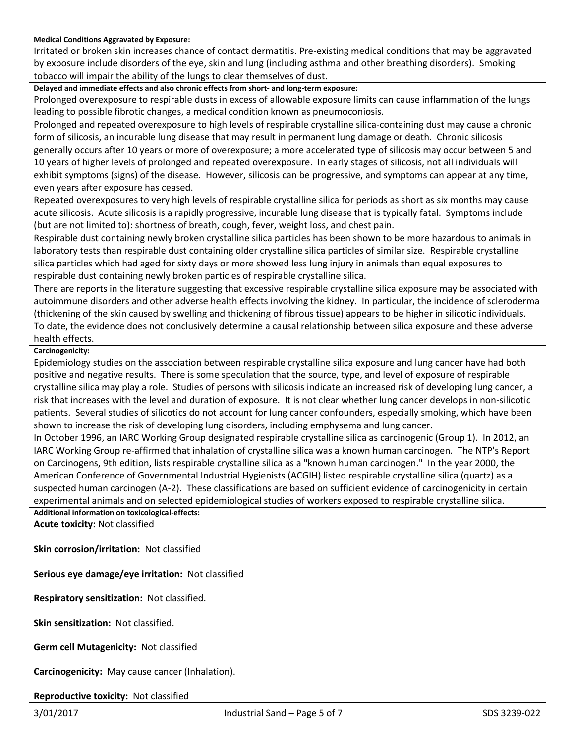**Medical Conditions Aggravated by Exposure:**

Irritated or broken skin increases chance of contact dermatitis. Pre-existing medical conditions that may be aggravated by exposure include disorders of the eye, skin and lung (including asthma and other breathing disorders). Smoking tobacco will impair the ability of the lungs to clear themselves of dust.

**Delayed and immediate effects and also chronic effects from short- and long-term exposure:**

Prolonged overexposure to respirable dusts in excess of allowable exposure limits can cause inflammation of the lungs leading to possible fibrotic changes, a medical condition known as pneumoconiosis.

Prolonged and repeated overexposure to high levels of respirable crystalline silica-containing dust may cause a chronic form of silicosis, an incurable lung disease that may result in permanent lung damage or death. Chronic silicosis generally occurs after 10 years or more of overexposure; a more accelerated type of silicosis may occur between 5 and 10 years of higher levels of prolonged and repeated overexposure. In early stages of silicosis, not all individuals will exhibit symptoms (signs) of the disease. However, silicosis can be progressive, and symptoms can appear at any time, even years after exposure has ceased.

Repeated overexposures to very high levels of respirable crystalline silica for periods as short as six months may cause acute silicosis. Acute silicosis is a rapidly progressive, incurable lung disease that is typically fatal. Symptoms include (but are not limited to): shortness of breath, cough, fever, weight loss, and chest pain.

Respirable dust containing newly broken crystalline silica particles has been shown to be more hazardous to animals in laboratory tests than respirable dust containing older crystalline silica particles of similar size. Respirable crystalline silica particles which had aged for sixty days or more showed less lung injury in animals than equal exposures to respirable dust containing newly broken particles of respirable crystalline silica.

There are reports in the literature suggesting that excessive respirable crystalline silica exposure may be associated with autoimmune disorders and other adverse health effects involving the kidney. In particular, the incidence of scleroderma (thickening of the skin caused by swelling and thickening of fibrous tissue) appears to be higher in silicotic individuals. To date, the evidence does not conclusively determine a causal relationship between silica exposure and these adverse health effects.

**Carcinogenicity:**

Epidemiology studies on the association between respirable crystalline silica exposure and lung cancer have had both positive and negative results. There is some speculation that the source, type, and level of exposure of respirable crystalline silica may play a role. Studies of persons with silicosis indicate an increased risk of developing lung cancer, a risk that increases with the level and duration of exposure. It is not clear whether lung cancer develops in non-silicotic patients. Several studies of silicotics do not account for lung cancer confounders, especially smoking, which have been shown to increase the risk of developing lung disorders, including emphysema and lung cancer.

In October 1996, an IARC Working Group designated respirable crystalline silica as carcinogenic (Group 1). In 2012, an IARC Working Group re-affirmed that inhalation of crystalline silica was a known human carcinogen. The NTP's Report on Carcinogens, 9th edition, lists respirable crystalline silica as a "known human carcinogen." In the year 2000, the American Conference of Governmental Industrial Hygienists (ACGIH) listed respirable crystalline silica (quartz) as a suspected human carcinogen (A-2). These classifications are based on sufficient evidence of carcinogenicity in certain experimental animals and on selected epidemiological studies of workers exposed to respirable crystalline silica.

**Additional information on toxicological-effects:**

**Acute toxicity:** Not classified

**Skin corrosion/irritation:** Not classified

**Serious eye damage/eye irritation:** Not classified

**Respiratory sensitization:** Not classified.

**Skin sensitization:** Not classified.

**Germ cell Mutagenicity:** Not classified

**Carcinogenicity:** May cause cancer (Inhalation).

**Reproductive toxicity:** Not classified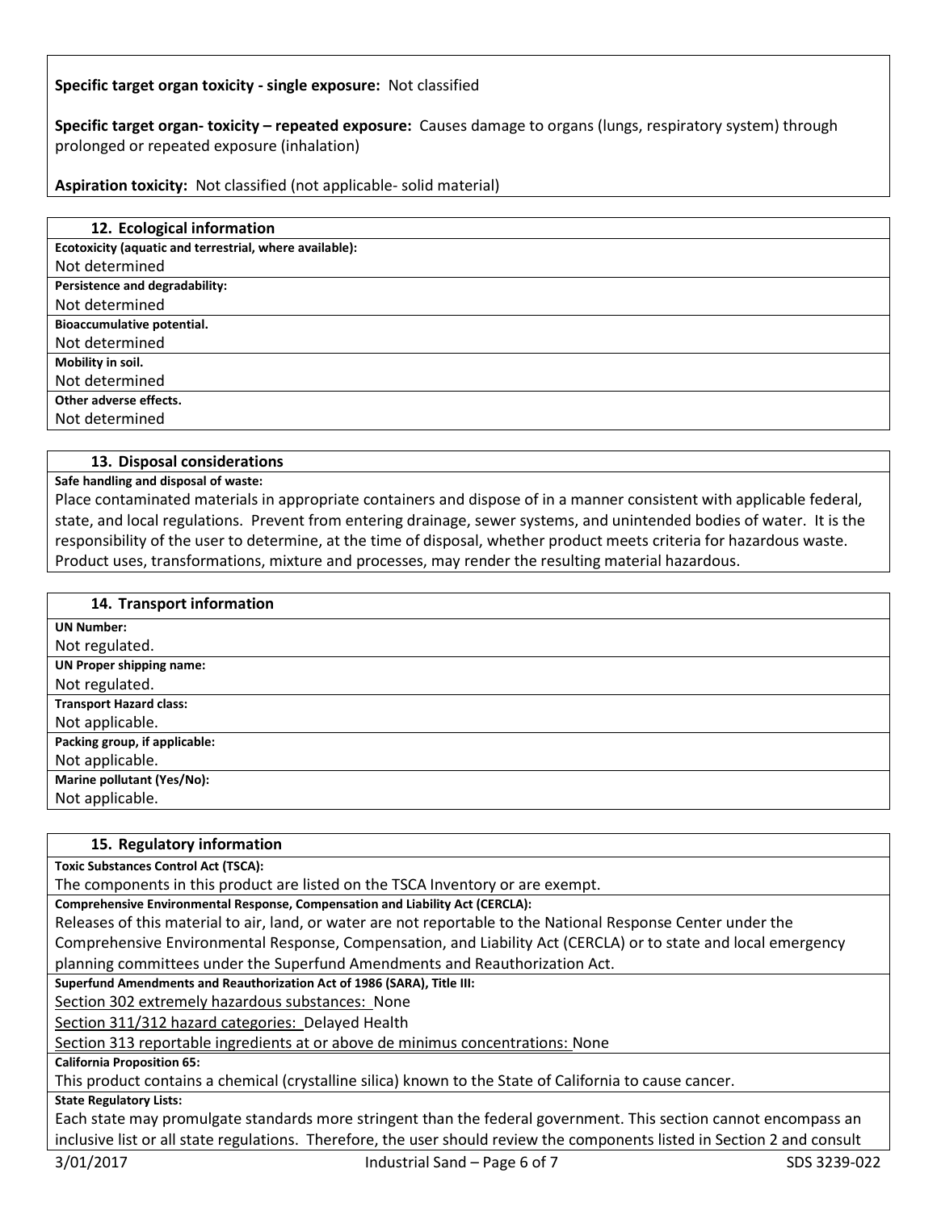**Specific target organ toxicity - single exposure:** Not classified

**Specific target organ- toxicity – repeated exposure:** Causes damage to organs (lungs, respiratory system) through prolonged or repeated exposure (inhalation)

**Aspiration toxicity:** Not classified (not applicable- solid material)

## 12. Ecological information

**Ecotoxicity (aquatic and terrestrial, where available):**

Not determined

**Persistence and degradability:**

Not determined

**Bioaccumulative potential.**

Not determined

**Mobility in soil.**

Not determined

**Other adverse effects.**

Not determined

## 13. Disposal considerations

**Safe handling and disposal of waste:**

Place contaminated materials in appropriate containers and dispose of in a manner consistent with applicable federal, state, and local regulations. Prevent from entering drainage, sewer systems, and unintended bodies of water. It is the responsibility of the user to determine, at the time of disposal, whether product meets criteria for hazardous waste. Product uses, transformations, mixture and processes, may render the resulting material hazardous.

## 14. Transport information

**UN Number:**

Not regulated.

**UN Proper shipping name:**

Not regulated.

**Transport Hazard class:**

Not applicable.

**Packing group, if applicable:**

Not applicable.

**Marine pollutant (Yes/No):**

Not applicable.

## 15. Regulatory information

**Toxic Substances Control Act (TSCA):**

The components in this product are listed on the TSCA Inventory or are exempt.

**Comprehensive Environmental Response, Compensation and Liability Act (CERCLA):**

Releases of this material to air, land, or water are not reportable to the National Response Center under the Comprehensive Environmental Response, Compensation, and Liability Act (CERCLA) or to state and local emergency planning committees under the Superfund Amendments and Reauthorization Act.

**Superfund Amendments and Reauthorization Act of 1986 (SARA), Title III:**

Section 302 extremely hazardous substances: None

Section 311/312 hazard categories: Delayed Health

Section 313 reportable ingredients at or above de minimus concentrations: None

**California Proposition 65:**

This product contains a chemical (crystalline silica) known to the State of California to cause cancer.

**State Regulatory Lists:**

Each state may promulgate standards more stringent than the federal government. This section cannot encompass an inclusive list or all state regulations. Therefore, the user should review the components listed in Section 2 and consult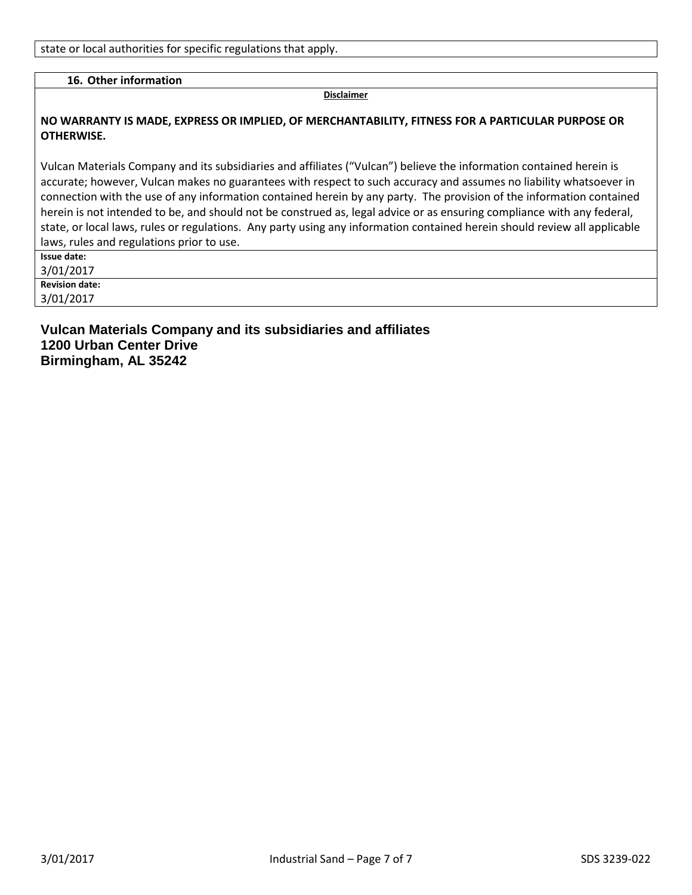state or local authorities for specific regulations that apply.

## 16. Other information

**Disclaimer**

**NO WARRANTY IS MADE, EXPRESS OR IMPLIED, OF MERCHANTABILITY, FITNESS FOR A PARTICULAR PURPOSE OR OTHERWISE.**

Vulcan Materials Company and its subsidiaries and affiliates ("Vulcan") believe the information contained herein is accurate; however, Vulcan makes no guarantees with respect to such accuracy and assumes no liability whatsoever in connection with the use of any information contained herein by any party. The provision of the information contained herein is not intended to be, and should not be construed as, legal advice or as ensuring compliance with any federal, state, or local laws, rules or regulations. Any party using any information contained herein should review all applicable laws, rules and regulations prior to use.

**Issue date:**
3/01/2017

**Revision date:**
3/01/2017

**Vulcan Materials Company and its subsidiaries and affiliates**
**1200 Urban Center Drive**
**Birmingham, AL 35242**